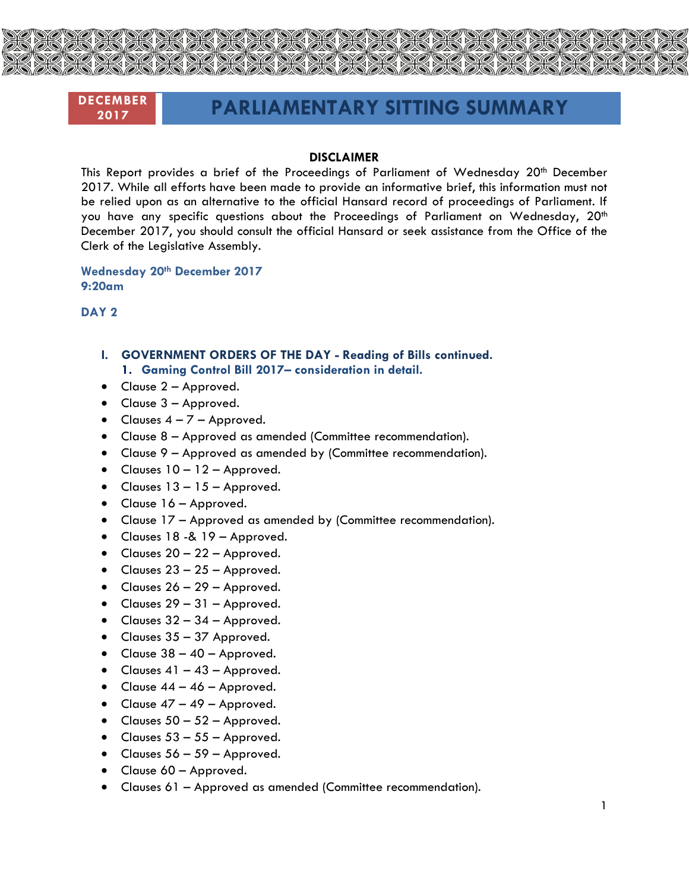**DECEMBER 2017**

# PARLIAMENTARY SITTING SUMMARY

**DISCLAIMER**

This Report provides a brief of the Proceedings of Parliament of Wednesday 20th December 2017. While all efforts have been made to provide an informative brief, this information must not be relied upon as an alternative to the official Hansard record of proceedings of Parliament. If you have any specific questions about the Proceedings of Parliament on Wednesday, 20th December 2017, you should consult the official Hansard or seek assistance from the Office of the Clerk of the Legislative Assembly.

**Wednesday 20th December 2017**
**9:20am**

**DAY 2**

## I. GOVERNMENT ORDERS OF THE DAY - Reading of Bills continued.

### 1. Gaming Control Bill 2017– consideration in detail.

- Clause 2 – Approved.
- Clause 3 – Approved.
- Clauses 4 – 7 – Approved.
- Clause 8 – Approved as amended (Committee recommendation).
- Clause 9 – Approved as amended by (Committee recommendation).
- Clauses 10 – 12 – Approved.
- Clauses 13 – 15 – Approved.
- Clause 16 – Approved.
- Clause 17 – Approved as amended by (Committee recommendation).
- Clauses 18 -& 19 – Approved.
- Clauses 20 – 22 – Approved.
- Clauses 23 – 25 – Approved.
- Clauses 26 – 29 – Approved.
- Clauses 29 – 31 – Approved.
- Clauses 32 – 34 – Approved.
- Clauses 35 – 37 Approved.
- Clause 38 – 40 – Approved.
- Clauses 41 – 43 – Approved.
- Clause 44 – 46 – Approved.
- Clause 47 – 49 – Approved.
- Clauses 50 – 52 – Approved.
- Clauses 53 – 55 – Approved.
- Clauses 56 – 59 – Approved.
- Clause 60 – Approved.
- Clauses 61 – Approved as amended (Committee recommendation).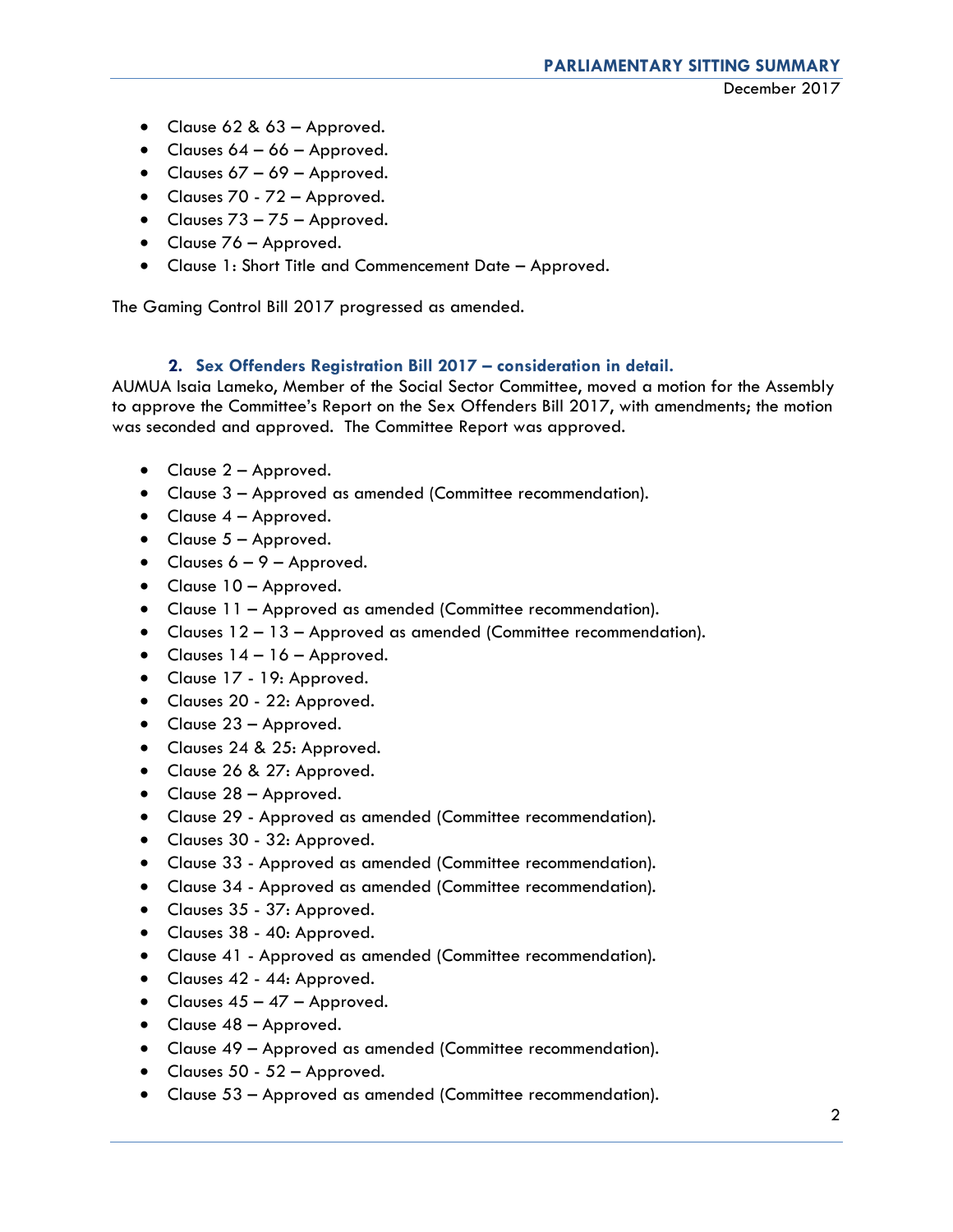- Clause 62 & 63 – Approved.
- Clauses 64 – 66 – Approved.
- Clauses 67 – 69 – Approved.
- Clauses 70 - 72 – Approved.
- Clauses 73 – 75 – Approved.
- Clause 76 – Approved.
- Clause 1: Short Title and Commencement Date – Approved.

The Gaming Control Bill 2017 progressed as amended.

### 2. Sex Offenders Registration Bill 2017 – consideration in detail.

AUMUA Isaia Lameko, Member of the Social Sector Committee, moved a motion for the Assembly to approve the Committee's Report on the Sex Offenders Bill 2017, with amendments; the motion was seconded and approved. The Committee Report was approved.

- Clause 2 – Approved.
- Clause 3 – Approved as amended (Committee recommendation).
- Clause 4 – Approved.
- Clause 5 – Approved.
- Clauses 6 – 9 – Approved.
- Clause 10 – Approved.
- Clause 11 – Approved as amended (Committee recommendation).
- Clauses 12 – 13 – Approved as amended (Committee recommendation).
- Clauses 14 – 16 – Approved.
- Clause 17 - 19: Approved.
- Clauses 20 - 22: Approved.
- Clause 23 – Approved.
- Clauses 24 & 25: Approved.
- Clause 26 & 27: Approved.
- Clause 28 – Approved.
- Clause 29 - Approved as amended (Committee recommendation).
- Clauses 30 - 32: Approved.
- Clause 33 - Approved as amended (Committee recommendation).
- Clause 34 - Approved as amended (Committee recommendation).
- Clauses 35 - 37: Approved.
- Clauses 38 - 40: Approved.
- Clause 41 - Approved as amended (Committee recommendation).
- Clauses 42 - 44: Approved.
- Clauses 45 – 47 – Approved.
- Clause 48 – Approved.
- Clause 49 – Approved as amended (Committee recommendation).
- Clauses 50 - 52 – Approved.
- Clause 53 – Approved as amended (Committee recommendation).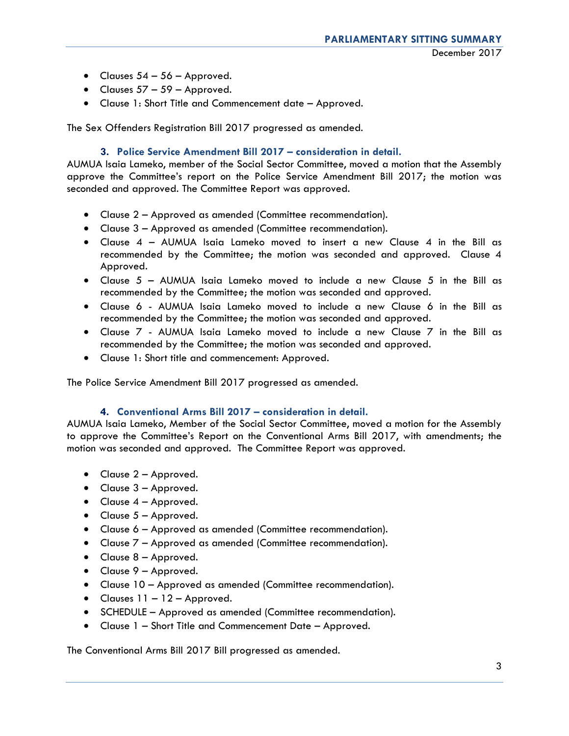- Clauses 54 – 56 – Approved.
- Clauses 57 – 59 – Approved.
- Clause 1: Short Title and Commencement date – Approved.

The Sex Offenders Registration Bill 2017 progressed as amended.

### 3. Police Service Amendment Bill 2017 – consideration in detail.

AUMUA Isaia Lameko, member of the Social Sector Committee, moved a motion that the Assembly approve the Committee's report on the Police Service Amendment Bill 2017; the motion was seconded and approved. The Committee Report was approved.

- Clause 2 – Approved as amended (Committee recommendation).
- Clause 3 – Approved as amended (Committee recommendation).
- Clause 4 – AUMUA Isaia Lameko moved to insert a new Clause 4 in the Bill as recommended by the Committee; the motion was seconded and approved. Clause 4 Approved.
- Clause 5 – AUMUA Isaia Lameko moved to include a new Clause 5 in the Bill as recommended by the Committee; the motion was seconded and approved.
- Clause 6 - AUMUA Isaia Lameko moved to include a new Clause 6 in the Bill as recommended by the Committee; the motion was seconded and approved.
- Clause 7 - AUMUA Isaia Lameko moved to include a new Clause 7 in the Bill as recommended by the Committee; the motion was seconded and approved.
- Clause 1: Short title and commencement: Approved.

The Police Service Amendment Bill 2017 progressed as amended.

### 4. Conventional Arms Bill 2017 – consideration in detail.

AUMUA Isaia Lameko, Member of the Social Sector Committee, moved a motion for the Assembly to approve the Committee's Report on the Conventional Arms Bill 2017, with amendments; the motion was seconded and approved. The Committee Report was approved.

- Clause 2 – Approved.
- Clause 3 – Approved.
- Clause 4 – Approved.
- Clause 5 – Approved.
- Clause 6 – Approved as amended (Committee recommendation).
- Clause 7 – Approved as amended (Committee recommendation).
- Clause 8 – Approved.
- Clause 9 – Approved.
- Clause 10 – Approved as amended (Committee recommendation).
- Clauses 11 – 12 – Approved.
- SCHEDULE – Approved as amended (Committee recommendation).
- Clause 1 – Short Title and Commencement Date – Approved.

The Conventional Arms Bill 2017 Bill progressed as amended.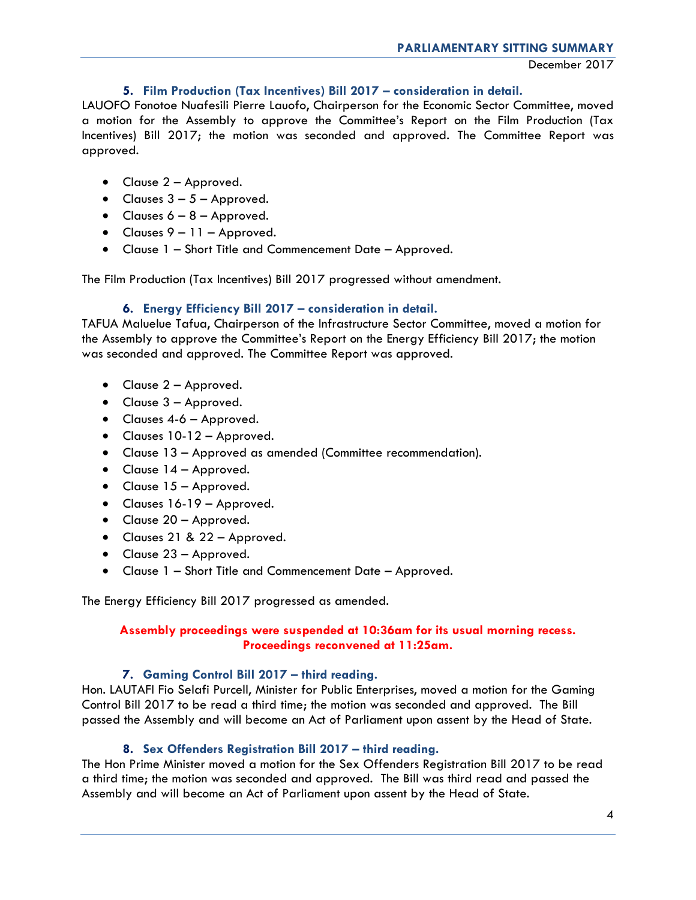### 5. Film Production (Tax Incentives) Bill 2017 – consideration in detail.

LAUOFO Fonotoe Nuafesili Pierre Lauofo, Chairperson for the Economic Sector Committee, moved a motion for the Assembly to approve the Committee's Report on the Film Production (Tax Incentives) Bill 2017; the motion was seconded and approved. The Committee Report was approved.

- Clause 2 – Approved.
- Clauses 3 – 5 – Approved.
- Clauses 6 – 8 – Approved.
- Clauses 9 – 11 – Approved.
- Clause 1 – Short Title and Commencement Date – Approved.

The Film Production (Tax Incentives) Bill 2017 progressed without amendment.

### 6. Energy Efficiency Bill 2017 – consideration in detail.

TAFUA Maluelue Tafua, Chairperson of the Infrastructure Sector Committee, moved a motion for the Assembly to approve the Committee's Report on the Energy Efficiency Bill 2017; the motion was seconded and approved. The Committee Report was approved.

- Clause 2 – Approved.
- Clause 3 – Approved.
- Clauses 4-6 – Approved.
- Clauses 10-12 – Approved.
- Clause 13 – Approved as amended (Committee recommendation).
- Clause 14 – Approved.
- Clause 15 – Approved.
- Clauses 16-19 – Approved.
- Clause 20 – Approved.
- Clauses 21 & 22 – Approved.
- Clause 23 – Approved.
- Clause 1 – Short Title and Commencement Date – Approved.

The Energy Efficiency Bill 2017 progressed as amended.

**Assembly proceedings were suspended at 10:36am for its usual morning recess.**
**Proceedings reconvened at 11:25am.**

### 7. Gaming Control Bill 2017 – third reading.

Hon. LAUTAFI Fio Selafi Purcell, Minister for Public Enterprises, moved a motion for the Gaming Control Bill 2017 to be read a third time; the motion was seconded and approved. The Bill passed the Assembly and will become an Act of Parliament upon assent by the Head of State.

### 8. Sex Offenders Registration Bill 2017 – third reading.

The Hon Prime Minister moved a motion for the Sex Offenders Registration Bill 2017 to be read a third time; the motion was seconded and approved. The Bill was third read and passed the Assembly and will become an Act of Parliament upon assent by the Head of State.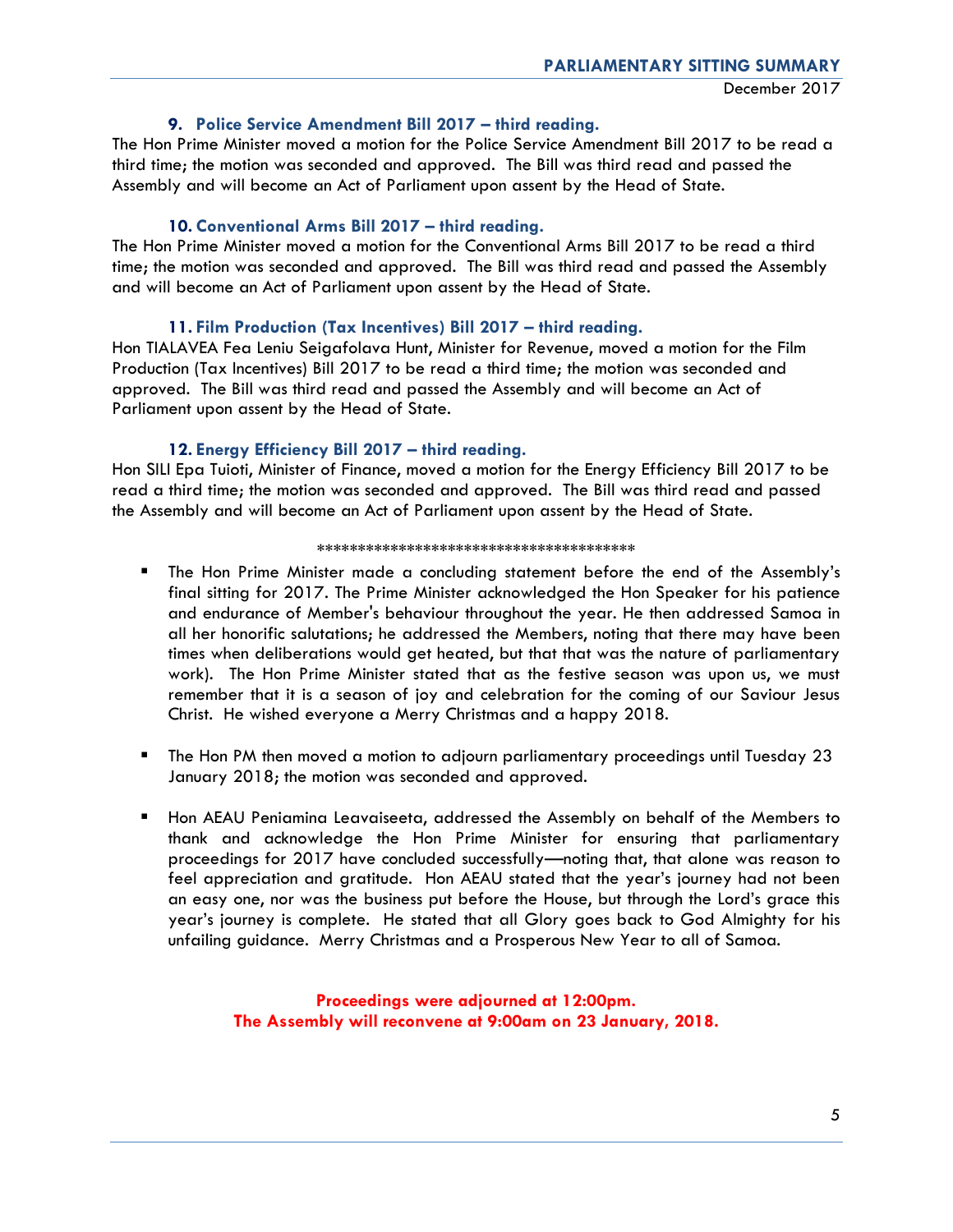### 9. Police Service Amendment Bill 2017 – third reading.

The Hon Prime Minister moved a motion for the Police Service Amendment Bill 2017 to be read a third time; the motion was seconded and approved. The Bill was third read and passed the Assembly and will become an Act of Parliament upon assent by the Head of State.

### 10. Conventional Arms Bill 2017 – third reading.

The Hon Prime Minister moved a motion for the Conventional Arms Bill 2017 to be read a third time; the motion was seconded and approved. The Bill was third read and passed the Assembly and will become an Act of Parliament upon assent by the Head of State.

### 11. Film Production (Tax Incentives) Bill 2017 – third reading.

Hon TIALAVEA Fea Leniu Seigafolava Hunt, Minister for Revenue, moved a motion for the Film Production (Tax Incentives) Bill 2017 to be read a third time; the motion was seconded and approved. The Bill was third read and passed the Assembly and will become an Act of Parliament upon assent by the Head of State.

### 12. Energy Efficiency Bill 2017 – third reading.

Hon SILI Epa Tuioti, Minister of Finance, moved a motion for the Energy Efficiency Bill 2017 to be read a third time; the motion was seconded and approved. The Bill was third read and passed the Assembly and will become an Act of Parliament upon assent by the Head of State.

***************************************

- The Hon Prime Minister made a concluding statement before the end of the Assembly's final sitting for 2017. The Prime Minister acknowledged the Hon Speaker for his patience and endurance of Member's behaviour throughout the year. He then addressed Samoa in all her honorific salutations; he addressed the Members, noting that there may have been times when deliberations would get heated, but that that was the nature of parliamentary work). The Hon Prime Minister stated that as the festive season was upon us, we must remember that it is a season of joy and celebration for the coming of our Saviour Jesus Christ. He wished everyone a Merry Christmas and a happy 2018.

- The Hon PM then moved a motion to adjourn parliamentary proceedings until Tuesday 23 January 2018; the motion was seconded and approved.

- Hon AEAU Peniamina Leavaiseeta, addressed the Assembly on behalf of the Members to thank and acknowledge the Hon Prime Minister for ensuring that parliamentary proceedings for 2017 have concluded successfully—noting that, that alone was reason to feel appreciation and gratitude. Hon AEAU stated that the year's journey had not been an easy one, nor was the business put before the House, but through the Lord's grace this year's journey is complete. He stated that all Glory goes back to God Almighty for his unfailing guidance. Merry Christmas and a Prosperous New Year to all of Samoa.

**Proceedings were adjourned at 12:00pm.**
**The Assembly will reconvene at 9:00am on 23 January, 2018.**